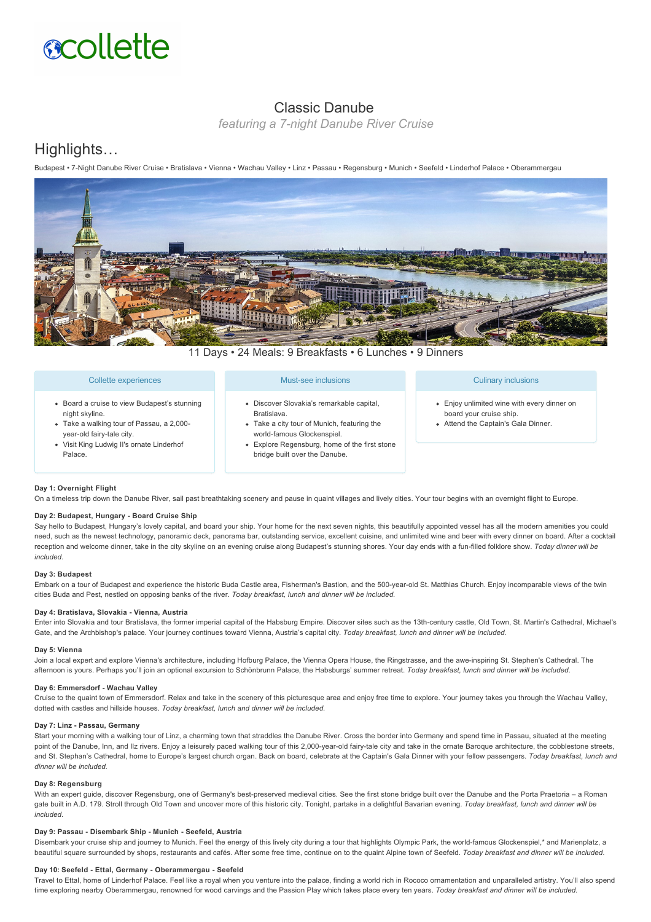collette

# Classic Danube

*featuring a 7-night Danube River Cruise*

## Highlights…

Budapest • 7-Night Danube River Cruise • Bratislava • Vienna • Wachau Valley • Linz • Passau • Regensburg • Munich • Seefeld • Linderhof Palace • Oberammergau

11 Days • 24 Meals: 9 Breakfasts • 6 Lunches • 9 Dinners

### Collette experiences

- Board a cruise to view Budapest's stunning night skyline.
- Take a walking tour of Passau, a 2,000-year-old fairy-tale city.
- Visit King Ludwig II's ornate Linderhof Palace.

### Must-see inclusions

- Discover Slovakia's remarkable capital, Bratislava.
- Take a city tour of Munich, featuring the world-famous Glockenspiel.
- Explore Regensburg, home of the first stone bridge built over the Danube.

### Culinary inclusions

- Enjoy unlimited wine with every dinner on board your cruise ship.
- Attend the Captain's Gala Dinner.

**Day 1: Overnight Flight**

On a timeless trip down the Danube River, sail past breathtaking scenery and pause in quaint villages and lively cities. Your tour begins with an overnight flight to Europe.

**Day 2: Budapest, Hungary - Board Cruise Ship**

Say hello to Budapest, Hungary's lovely capital, and board your ship. Your home for the next seven nights, this beautifully appointed vessel has all the modern amenities you could need, such as the newest technology, panoramic deck, panorama bar, outstanding service, excellent cuisine, and unlimited wine and beer with every dinner on board. After a cocktail reception and welcome dinner, take in the city skyline on an evening cruise along Budapest's stunning shores. Your day ends with a fun-filled folklore show. *Today dinner will be included.*

**Day 3: Budapest**

Embark on a tour of Budapest and experience the historic Buda Castle area, Fisherman's Bastion, and the 500-year-old St. Matthias Church. Enjoy incomparable views of the twin cities Buda and Pest, nestled on opposing banks of the river. *Today breakfast, lunch and dinner will be included.*

**Day 4: Bratislava, Slovakia - Vienna, Austria**

Enter into Slovakia and tour Bratislava, the former imperial capital of the Habsburg Empire. Discover sites such as the 13th-century castle, Old Town, St. Martin's Cathedral, Michael's Gate, and the Archbishop's palace. Your journey continues toward Vienna, Austria's capital city. *Today breakfast, lunch and dinner will be included.*

**Day 5: Vienna**

Join a local expert and explore Vienna's architecture, including Hofburg Palace, the Vienna Opera House, the Ringstrasse, and the awe-inspiring St. Stephen's Cathedral. The afternoon is yours. Perhaps you'll join an optional excursion to Schönbrunn Palace, the Habsburgs' summer retreat. *Today breakfast, lunch and dinner will be included.*

**Day 6: Emmersdorf - Wachau Valley**

Cruise to the quaint town of Emmersdorf. Relax and take in the scenery of this picturesque area and enjoy free time to explore. Your journey takes you through the Wachau Valley, dotted with castles and hillside houses. *Today breakfast, lunch and dinner will be included.*

**Day 7: Linz - Passau, Germany**

Start your morning with a walking tour of Linz, a charming town that straddles the Danube River. Cross the border into Germany and spend time in Passau, situated at the meeting point of the Danube, Inn, and Ilz rivers. Enjoy a leisurely paced walking tour of this 2,000-year-old fairy-tale city and take in the ornate Baroque architecture, the cobblestone streets, and St. Stephan's Cathedral, home to Europe's largest church organ. Back on board, celebrate at the Captain's Gala Dinner with your fellow passengers. *Today breakfast, lunch and dinner will be included.*

**Day 8: Regensburg**

With an expert guide, discover Regensburg, one of Germany's best-preserved medieval cities. See the first stone bridge built over the Danube and the Porta Praetoria – a Roman gate built in A.D. 179. Stroll through Old Town and uncover more of this historic city. Tonight, partake in a delightful Bavarian evening. *Today breakfast, lunch and dinner will be included.*

**Day 9: Passau - Disembark Ship - Munich - Seefeld, Austria**

Disembark your cruise ship and journey to Munich. Feel the energy of this lively city during a tour that highlights Olympic Park, the world-famous Glockenspiel,* and Marienplatz, a beautiful square surrounded by shops, restaurants and cafés. After some free time, continue on to the quaint Alpine town of Seefeld. *Today breakfast and dinner will be included.*

**Day 10: Seefeld - Ettal, Germany - Oberammergau - Seefeld**

Travel to Ettal, home of Linderhof Palace. Feel like a royal when you venture into the palace, finding a world rich in Rococo ornamentation and unparalleled artistry. You'll also spend time exploring nearby Oberammergau, renowned for wood carvings and the Passion Play which takes place every ten years. *Today breakfast and dinner will be included.*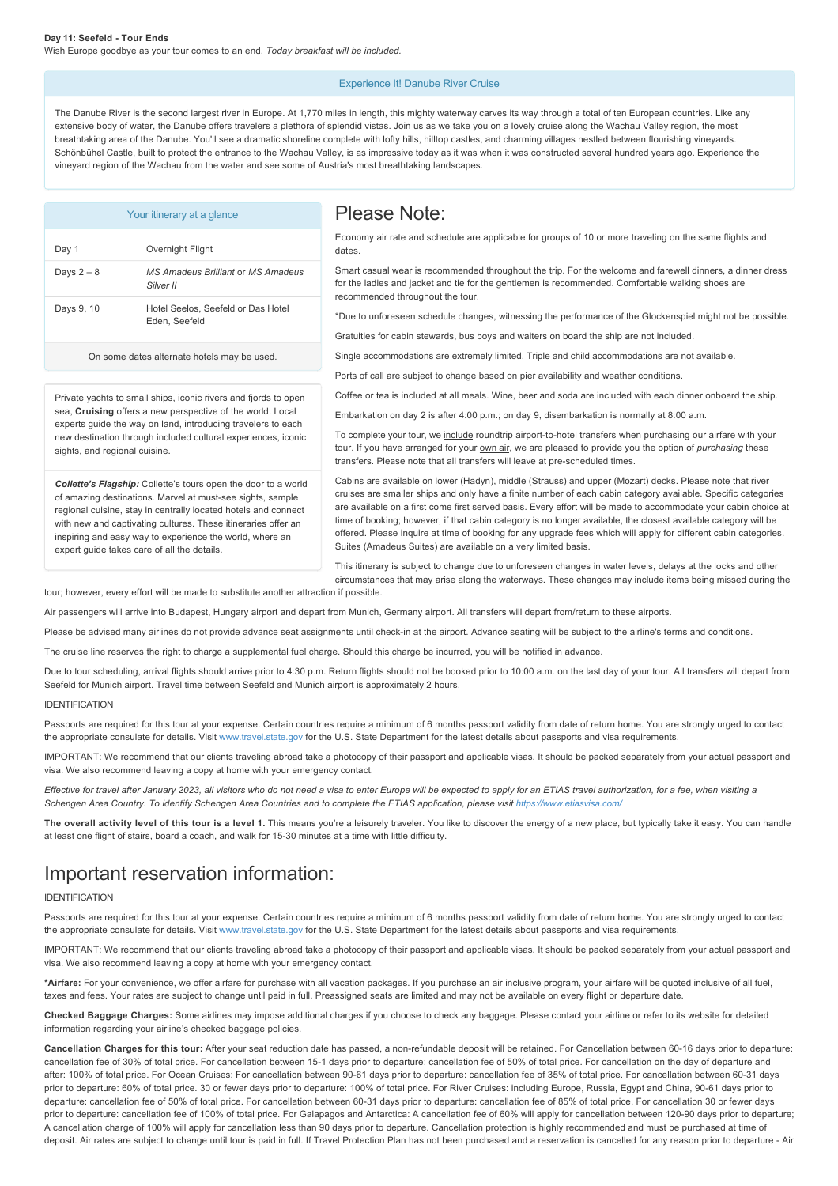**Day 11: Seefeld - Tour Ends**

Wish Europe goodbye as your tour comes to an end. *Today breakfast will be included.*

### Experience It! Danube River Cruise

The Danube River is the second largest river in Europe. At 1,770 miles in length, this mighty waterway carves its way through a total of ten European countries. Like any extensive body of water, the Danube offers travelers a plethora of splendid vistas. Join us as we take you on a lovely cruise along the Wachau Valley region, the most breathtaking area of the Danube. You'll see a dramatic shoreline complete with lofty hills, hilltop castles, and charming villages nestled between flourishing vineyards. Schönbühel Castle, built to protect the entrance to the Wachau Valley, is as impressive today as it was when it was constructed several hundred years ago. Experience the vineyard region of the Wachau from the water and see some of Austria's most breathtaking landscapes.

### Your itinerary at a glance

| | |
|---|---|
| Day 1 | Overnight Flight |
| Days 2 – 8 | *MS Amadeus Brilliant* or *MS Amadeus Silver II* |
| Days 9, 10 | Hotel Seelos, Seefeld or Das Hotel Eden, Seefeld |

On some dates alternate hotels may be used.

Private yachts to small ships, iconic rivers and fjords to open sea, **Cruising** offers a new perspective of the world. Local experts guide the way on land, introducing travelers to each new destination through included cultural experiences, iconic sights, and regional cuisine.

***Collette's Flagship:*** Collette's tours open the door to a world of amazing destinations. Marvel at must-see sights, sample regional cuisine, stay in centrally located hotels and connect with new and captivating cultures. These itineraries offer an inspiring and easy way to experience the world, where an expert guide takes care of all the details.

# Please Note:

Economy air rate and schedule are applicable for groups of 10 or more traveling on the same flights and dates.

Smart casual wear is recommended throughout the trip. For the welcome and farewell dinners, a dinner dress for the ladies and jacket and tie for the gentlemen is recommended. Comfortable walking shoes are recommended throughout the tour.

*Due to unforeseen schedule changes, witnessing the performance of the Glockenspiel might not be possible.

Gratuities for cabin stewards, bus boys and waiters on board the ship are not included.

Single accommodations are extremely limited. Triple and child accommodations are not available.

Ports of call are subject to change based on pier availability and weather conditions.

Coffee or tea is included at all meals. Wine, beer and soda are included with each dinner onboard the ship.

Embarkation on day 2 is after 4:00 p.m.; on day 9, disembarkation is normally at 8:00 a.m.

To complete your tour, we include roundtrip airport-to-hotel transfers when purchasing our airfare with your tour. If you have arranged for your own air, we are pleased to provide you the option of *purchasing* these transfers. Please note that all transfers will leave at pre-scheduled times.

Cabins are available on lower (Hadyn), middle (Strauss) and upper (Mozart) decks. Please note that river cruises are smaller ships and only have a finite number of each cabin category available. Specific categories are available on a first come first served basis. Every effort will be made to accommodate your cabin choice at time of booking; however, if that cabin category is no longer available, the closest available category will be offered. Please inquire at time of booking for any upgrade fees which will apply for different cabin categories. Suites (Amadeus Suites) are available on a very limited basis.

This itinerary is subject to change due to unforeseen changes in water levels, delays at the locks and other circumstances that may arise along the waterways. These changes may include items being missed during the tour; however, every effort will be made to substitute another attraction if possible.

Air passengers will arrive into Budapest, Hungary airport and depart from Munich, Germany airport. All transfers will depart from/return to these airports.

Please be advised many airlines do not provide advance seat assignments until check-in at the airport. Advance seating will be subject to the airline's terms and conditions.

The cruise line reserves the right to charge a supplemental fuel charge. Should this charge be incurred, you will be notified in advance.

Due to tour scheduling, arrival flights should arrive prior to 4:30 p.m. Return flights should not be booked prior to 10:00 a.m. on the last day of your tour. All transfers will depart from Seefeld for Munich airport. Travel time between Seefeld and Munich airport is approximately 2 hours.

IDENTIFICATION

Passports are required for this tour at your expense. Certain countries require a minimum of 6 months passport validity from date of return home. You are strongly urged to contact the appropriate consulate for details. Visit www.travel.state.gov for the U.S. State Department for the latest details about passports and visa requirements.

IMPORTANT: We recommend that our clients traveling abroad take a photocopy of their passport and applicable visas. It should be packed separately from your actual passport and visa. We also recommend leaving a copy at home with your emergency contact.

*Effective for travel after January 2023, all visitors who do not need a visa to enter Europe will be expected to apply for an ETIAS travel authorization, for a fee, when visiting a Schengen Area Country. To identify Schengen Area Countries and to complete the ETIAS application, please visit https://www.etiasvisa.com/*

**The overall activity level of this tour is a level 1.** This means you're a leisurely traveler. You like to discover the energy of a new place, but typically take it easy. You can handle at least one flight of stairs, board a coach, and walk for 15-30 minutes at a time with little difficulty.

# Important reservation information:

IDENTIFICATION

Passports are required for this tour at your expense. Certain countries require a minimum of 6 months passport validity from date of return home. You are strongly urged to contact the appropriate consulate for details. Visit www.travel.state.gov for the U.S. State Department for the latest details about passports and visa requirements.

IMPORTANT: We recommend that our clients traveling abroad take a photocopy of their passport and applicable visas. It should be packed separately from your actual passport and visa. We also recommend leaving a copy at home with your emergency contact.

***Airfare:** For your convenience, we offer airfare for purchase with all vacation packages. If you purchase an air inclusive program, your airfare will be quoted inclusive of all fuel, taxes and fees. Your rates are subject to change until paid in full. Preassigned seats are limited and may not be available on every flight or departure date.

**Checked Baggage Charges:** Some airlines may impose additional charges if you choose to check any baggage. Please contact your airline or refer to its website for detailed information regarding your airline's checked baggage policies.

**Cancellation Charges for this tour:** After your seat reduction date has passed, a non-refundable deposit will be retained. For Cancellation between 60-16 days prior to departure: cancellation fee of 30% of total price. For cancellation between 15-1 days prior to departure: cancellation fee of 50% of total price. For cancellation on the day of departure and after: 100% of total price. For Ocean Cruises: For cancellation between 90-61 days prior to departure: cancellation fee of 35% of total price. For cancellation between 60-31 days prior to departure: 60% of total price. 30 or fewer days prior to departure: 100% of total price. For River Cruises: including Europe, Russia, Egypt and China, 90-61 days prior to departure: cancellation fee of 50% of total price. For cancellation between 60-31 days prior to departure: cancellation fee of 85% of total price. For cancellation 30 or fewer days prior to departure: cancellation fee of 100% of total price. For Galapagos and Antarctica: A cancellation fee of 60% will apply for cancellation between 120-90 days prior to departure; A cancellation charge of 100% will apply for cancellation less than 90 days prior to departure. Cancellation protection is highly recommended and must be purchased at time of deposit. Air rates are subject to change until tour is paid in full. If Travel Protection Plan has not been purchased and a reservation is cancelled for any reason prior to departure - Air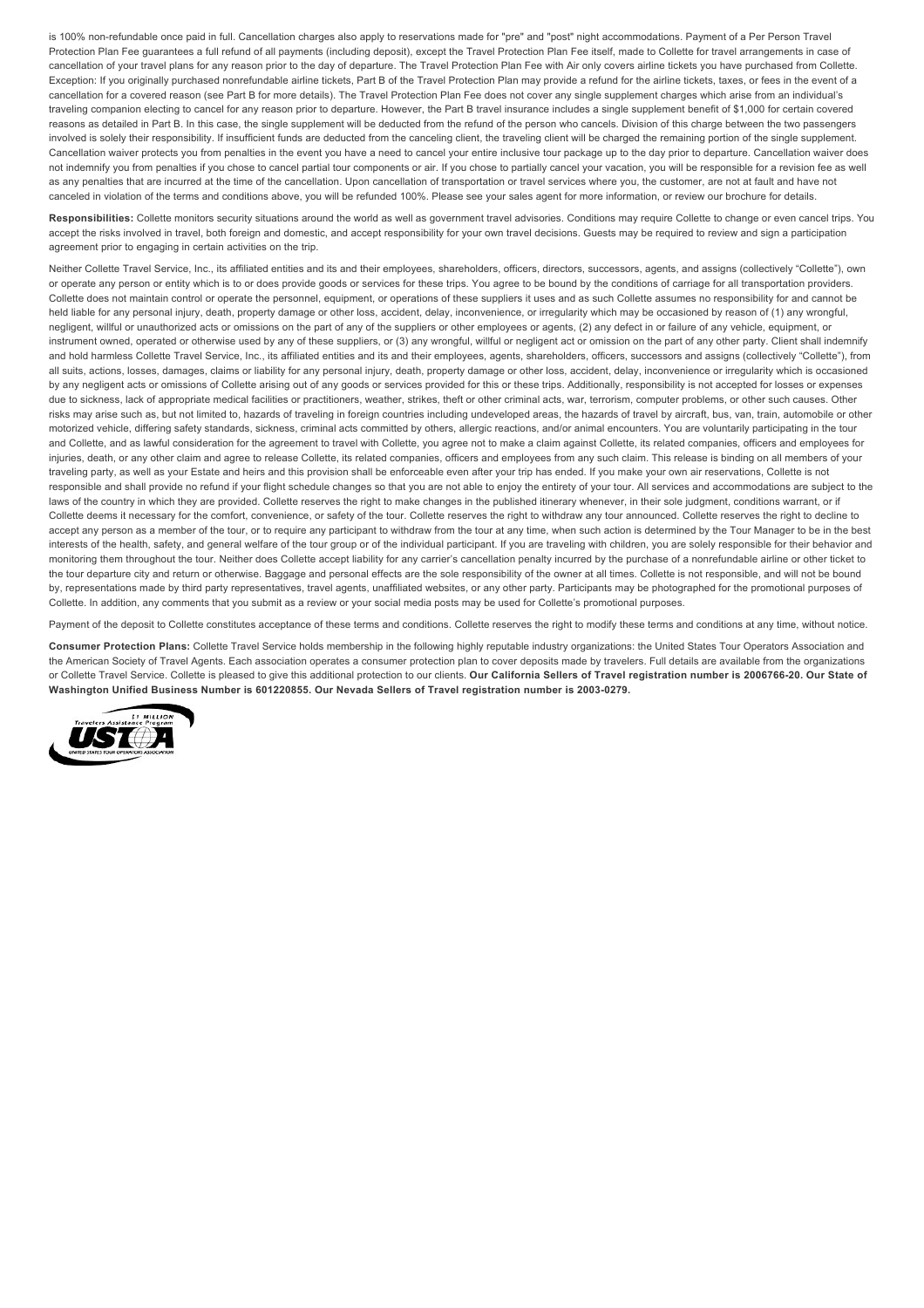is 100% non-refundable once paid in full. Cancellation charges also apply to reservations made for "pre" and "post" night accommodations. Payment of a Per Person Travel Protection Plan Fee guarantees a full refund of all payments (including deposit), except the Travel Protection Plan Fee itself, made to Collette for travel arrangements in case of cancellation of your travel plans for any reason prior to the day of departure. The Travel Protection Plan Fee with Air only covers airline tickets you have purchased from Collette. Exception: If you originally purchased nonrefundable airline tickets, Part B of the Travel Protection Plan may provide a refund for the airline tickets, taxes, or fees in the event of a cancellation for a covered reason (see Part B for more details). The Travel Protection Plan Fee does not cover any single supplement charges which arise from an individual's traveling companion electing to cancel for any reason prior to departure. However, the Part B travel insurance includes a single supplement benefit of $1,000 for certain covered reasons as detailed in Part B. In this case, the single supplement will be deducted from the refund of the person who cancels. Division of this charge between the two passengers involved is solely their responsibility. If insufficient funds are deducted from the canceling client, the traveling client will be charged the remaining portion of the single supplement. Cancellation waiver protects you from penalties in the event you have a need to cancel your entire inclusive tour package up to the day prior to departure. Cancellation waiver does not indemnify you from penalties if you chose to cancel partial tour components or air. If you chose to partially cancel your vacation, you will be responsible for a revision fee as well as any penalties that are incurred at the time of the cancellation. Upon cancellation of transportation or travel services where you, the customer, are not at fault and have not canceled in violation of the terms and conditions above, you will be refunded 100%. Please see your sales agent for more information, or review our brochure for details.

**Responsibilities:** Collette monitors security situations around the world as well as government travel advisories. Conditions may require Collette to change or even cancel trips. You accept the risks involved in travel, both foreign and domestic, and accept responsibility for your own travel decisions. Guests may be required to review and sign a participation agreement prior to engaging in certain activities on the trip.

Neither Collette Travel Service, Inc., its affiliated entities and its and their employees, shareholders, officers, directors, successors, agents, and assigns (collectively "Collette"), own or operate any person or entity which is to or does provide goods or services for these trips. You agree to be bound by the conditions of carriage for all transportation providers. Collette does not maintain control or operate the personnel, equipment, or operations of these suppliers it uses and as such Collette assumes no responsibility for and cannot be held liable for any personal injury, death, property damage or other loss, accident, delay, inconvenience, or irregularity which may be occasioned by reason of (1) any wrongful, negligent, willful or unauthorized acts or omissions on the part of any of the suppliers or other employees or agents, (2) any defect in or failure of any vehicle, equipment, or instrument owned, operated or otherwise used by any of these suppliers, or (3) any wrongful, willful or negligent act or omission on the part of any other party. Client shall indemnify and hold harmless Collette Travel Service, Inc., its affiliated entities and its and their employees, agents, shareholders, officers, successors and assigns (collectively "Collette"), from all suits, actions, losses, damages, claims or liability for any personal injury, death, property damage or other loss, accident, delay, inconvenience or irregularity which is occasioned by any negligent acts or omissions of Collette arising out of any goods or services provided for this or these trips. Additionally, responsibility is not accepted for losses or expenses due to sickness, lack of appropriate medical facilities or practitioners, weather, strikes, theft or other criminal acts, war, terrorism, computer problems, or other such causes. Other risks may arise such as, but not limited to, hazards of traveling in foreign countries including undeveloped areas, the hazards of travel by aircraft, bus, van, train, automobile or other motorized vehicle, differing safety standards, sickness, criminal acts committed by others, allergic reactions, and/or animal encounters. You are voluntarily participating in the tour and Collette, and as lawful consideration for the agreement to travel with Collette, you agree not to make a claim against Collette, its related companies, officers and employees for injuries, death, or any other claim and agree to release Collette, its related companies, officers and employees from any such claim. This release is binding on all members of your traveling party, as well as your Estate and heirs and this provision shall be enforceable even after your trip has ended. If you make your own air reservations, Collette is not responsible and shall provide no refund if your flight schedule changes so that you are not able to enjoy the entirety of your tour. All services and accommodations are subject to the laws of the country in which they are provided. Collette reserves the right to make changes in the published itinerary whenever, in their sole judgment, conditions warrant, or if Collette deems it necessary for the comfort, convenience, or safety of the tour. Collette reserves the right to withdraw any tour announced. Collette reserves the right to decline to accept any person as a member of the tour, or to require any participant to withdraw from the tour at any time, when such action is determined by the Tour Manager to be in the best interests of the health, safety, and general welfare of the tour group or of the individual participant. If you are traveling with children, you are solely responsible for their behavior and monitoring them throughout the tour. Neither does Collette accept liability for any carrier's cancellation penalty incurred by the purchase of a nonrefundable airline or other ticket to the tour departure city and return or otherwise. Baggage and personal effects are the sole responsibility of the owner at all times. Collette is not responsible, and will not be bound by, representations made by third party representatives, travel agents, unaffiliated websites, or any other party. Participants may be photographed for the promotional purposes of Collette. In addition, any comments that you submit as a review or your social media posts may be used for Collette's promotional purposes.

Payment of the deposit to Collette constitutes acceptance of these terms and conditions. Collette reserves the right to modify these terms and conditions at any time, without notice.

**Consumer Protection Plans:** Collette Travel Service holds membership in the following highly reputable industry organizations: the United States Tour Operators Association and the American Society of Travel Agents. Each association operates a consumer protection plan to cover deposits made by travelers. Full details are available from the organizations or Collette Travel Service. Collette is pleased to give this additional protection to our clients. **Our California Sellers of Travel registration number is 2006766-20. Our State of Washington Unified Business Number is 601220855. Our Nevada Sellers of Travel registration number is 2003-0279.**

$1 MILLION
Travelers Assistance Program
USTOA
UNITED STATES TOUR OPERATORS ASSOCIATION